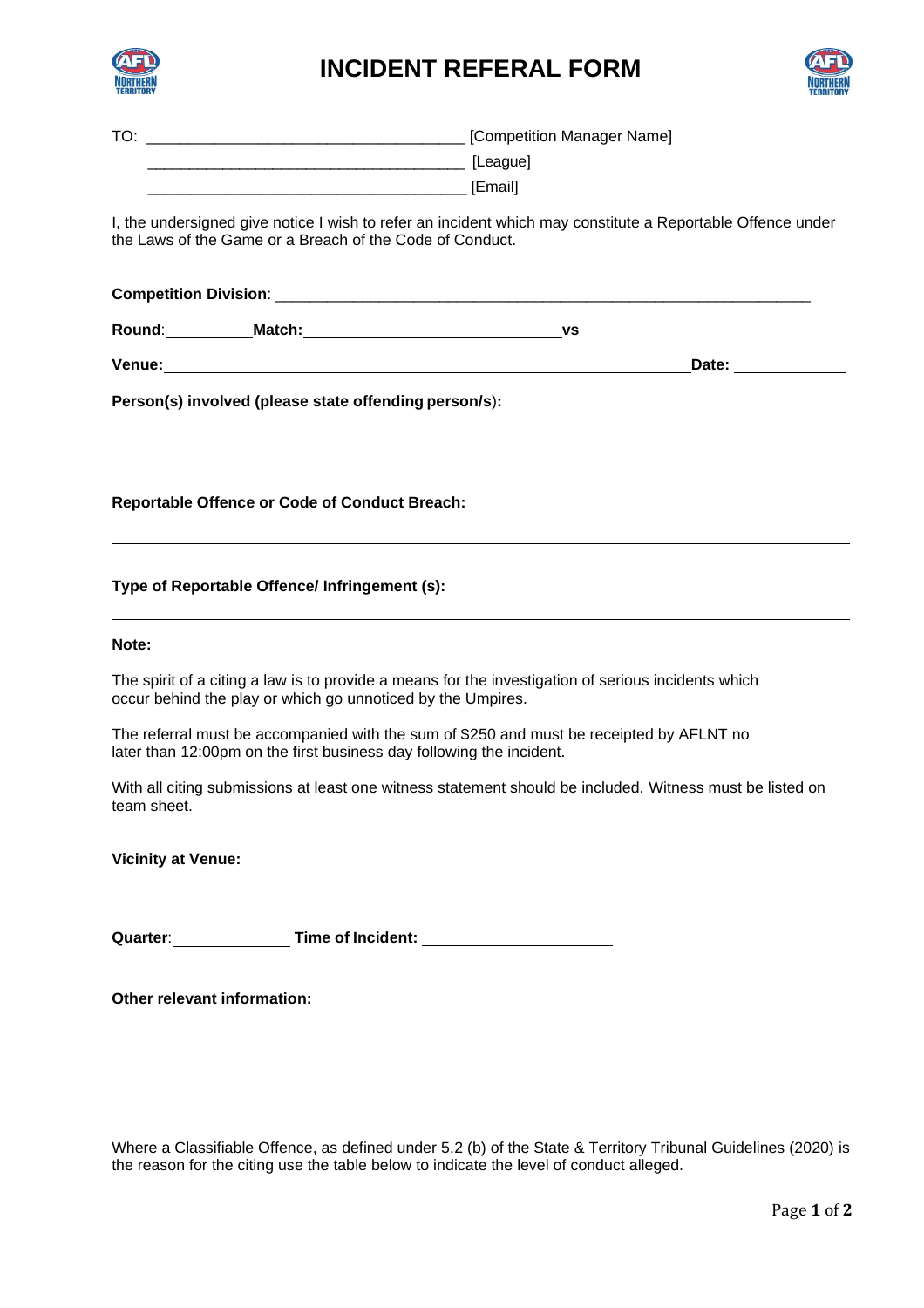# INCIDENT REFERAL FORM

TO: ___________________________________ [Competition Manager Name]

___________________________________ [League]

___________________________________ [Email]

I, the undersigned give notice I wish to refer an incident which may constitute a Reportable Offence under the Laws of the Game or a Breach of the Code of Conduct.

**Competition Division**: ___________________________________________________________

**Round**: __________ **Match:** ______________________________ **vs** ______________________________

**Venue:** ____________________________________________________________ **Date:** ____________

**Person(s) involved (please state offending person/s):**

**Reportable Offence or Code of Conduct Breach:**

___________________________________________________________________________

**Type of Reportable Offence/ Infringement (s):**

___________________________________________________________________________

**Note:**

The spirit of a citing a law is to provide a means for the investigation of serious incidents which occur behind the play or which go unnoticed by the Umpires.

The referral must be accompanied with the sum of $250 and must be receipted by AFLNT no later than 12:00pm on the first business day following the incident.

With all citing submissions at least one witness statement should be included. Witness must be listed on team sheet.

**Vicinity at Venue:**

___________________________________________________________________________

**Quarter**: ______________ **Time of Incident:** ______________________

**Other relevant information:**

Where a Classifiable Offence, as defined under 5.2 (b) of the State & Territory Tribunal Guidelines (2020) is the reason for the citing use the table below to indicate the level of conduct alleged.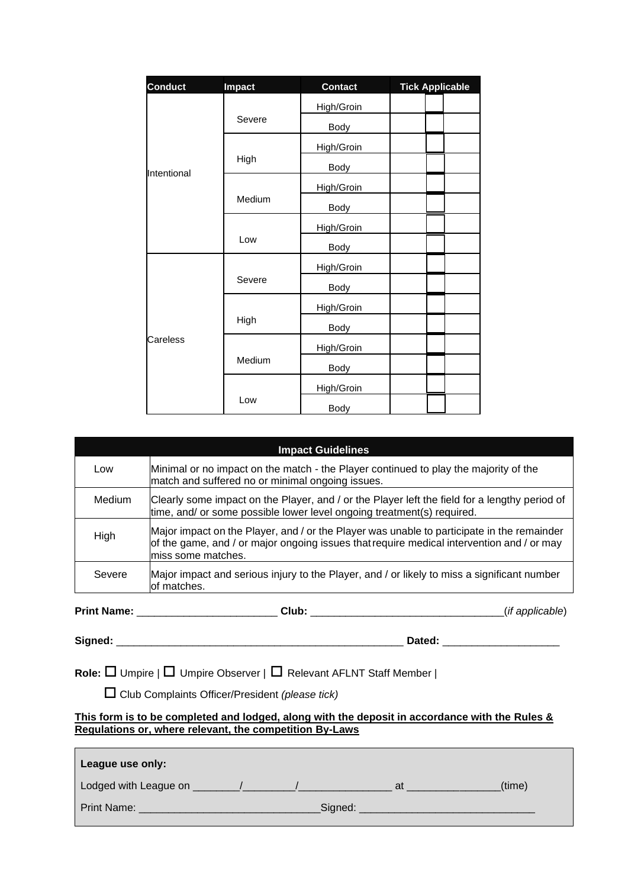| Conduct | Impact | Contact | Tick Applicable |
|---|---|---|---|
| Intentional | Severe | High/Groin | ☐ |
| | | Body | ☐ |
| | High | High/Groin | ☐ |
| | | Body | ☐ |
| | Medium | High/Groin | ☐ |
| | | Body | ☐ |
| | Low | High/Groin | ☐ |
| | | Body | ☐ |
| Careless | Severe | High/Groin | ☐ |
| | | Body | ☐ |
| | High | High/Groin | ☐ |
| | | Body | ☐ |
| | Medium | High/Groin | ☐ |
| | | Body | ☐ |
| | Low | High/Groin | ☐ |
| | | Body | ☐ |

| Impact Guidelines | |
|---|---|
| Low | Minimal or no impact on the match - the Player continued to play the majority of the match and suffered no or minimal ongoing issues. |
| Medium | Clearly some impact on the Player, and / or the Player left the field for a lengthy period of time, and/ or some possible lower level ongoing treatment(s) required. |
| High | Major impact on the Player, and / or the Player was unable to participate in the remainder of the game, and / or major ongoing issues that require medical intervention and / or may miss some matches. |
| Severe | Major impact and serious injury to the Player, and / or likely to miss a significant number of matches. |

**Print Name:** ________________________ **Club:** _________________________________(*if applicable*)

**Signed:** __________________________________________________ **Dated:** ____________________

**Role:** ☐ Umpire | ☐ Umpire Observer | ☐ Relevant AFLNT Staff Member |

☐ Club Complaints Officer/President *(please tick)*

**This form is to be completed and lodged, along with the deposit in accordance with the Rules & Regulations or, where relevant, the competition By-Laws**

**League use only:**

Lodged with League on ________/_________/________________ at ________________(time)

Print Name: _______________________________Signed: _____________________________